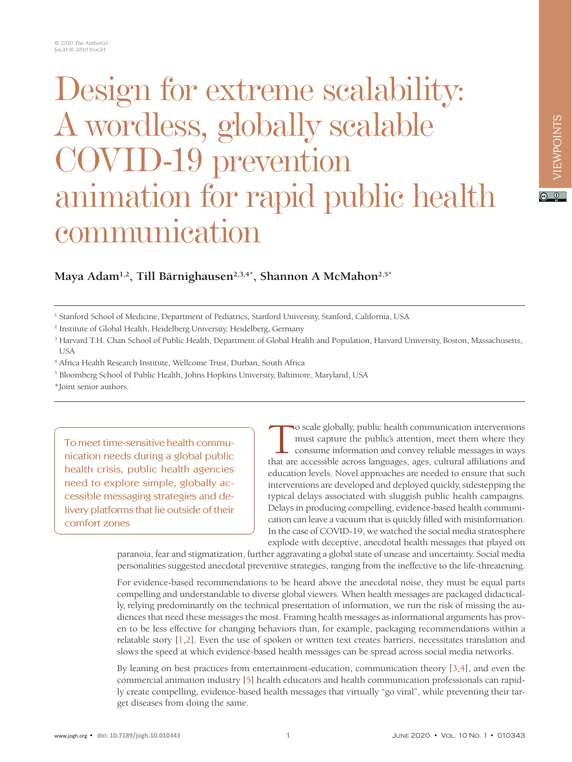# Design for extreme scalability: A wordless, globally scalable COVID-19 prevention animation for rapid public health communication

**Maya Adam[1,2], Till Bärnighausen[2,3,4*], Shannon A McMahon[2,5*]**

[1] Stanford School of Medicine, Department of Pediatrics, Stanford University, Stanford, California, USA

[2] Institute of Global Health, Heidelberg University, Heidelberg, Germany

[3] Harvard T.H. Chan School of Public Health, Department of Global Health and Population, Harvard University, Boston, Massachusetts, USA

[4] Africa Health Research Institute, Wellcome Trust, Durban, South Africa

[5] Bloomberg School of Public Health, Johns Hopkins University, Baltimore, Maryland, USA

*Joint senior authors.

> To meet time-sensitive health communication needs during a global public health crisis, public health agencies need to explore simple, globally accessible messaging strategies and delivery platforms that lie outside of their comfort zones

To scale globally, public health communication interventions must capture the public's attention, meet them where they consume information and convey reliable messages in ways that are accessible across languages, ages, cultural affiliations and education levels. Novel approaches are needed to ensure that such interventions are developed and deployed quickly, sidestepping the typical delays associated with sluggish public health campaigns. Delays in producing compelling, evidence-based health communication can leave a vacuum that is quickly filled with misinformation. In the case of COVID-19, we watched the social media stratosphere explode with deceptive, anecdotal health messages that played on paranoia, fear and stigmatization, further aggravating a global state of unease and uncertainty. Social media personalities suggested anecdotal preventive strategies, ranging from the ineffective to the life-threatening.

For evidence-based recommendations to be heard above the anecdotal noise, they must be equal parts compelling and understandable to diverse global viewers. When health messages are packaged didactically, relying predominantly on the technical presentation of information, we run the risk of missing the audiences that need these messages the most. Framing health messages as informational arguments has proven to be less effective for changing behaviors than, for example, packaging recommendations within a relatable story [1,2]. Even the use of spoken or written text creates barriers, necessitates translation and slows the speed at which evidence-based health messages can be spread across social media networks.

By leaning on best practices from entertainment-education, communication theory [3,4], and even the commercial animation industry [5] health educators and health communication professionals can rapidly create compelling, evidence-based health messages that virtually "go viral", while preventing their target diseases from doing the same.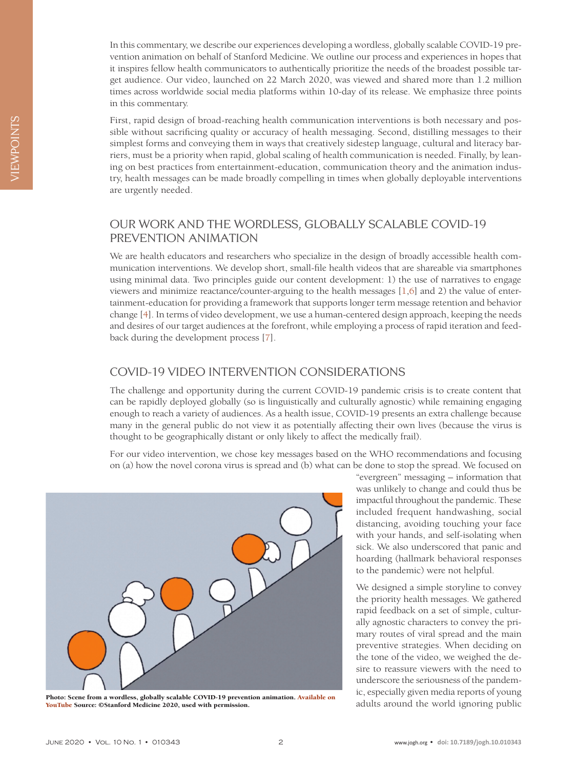In this commentary, we describe our experiences developing a wordless, globally scalable COVID-19 prevention animation on behalf of Stanford Medicine. We outline our process and experiences in hopes that it inspires fellow health communicators to authentically prioritize the needs of the broadest possible target audience. Our video, launched on 22 March 2020, was viewed and shared more than 1.2 million times across worldwide social media platforms within 10-day of its release. We emphasize three points in this commentary.

First, rapid design of broad-reaching health communication interventions is both necessary and possible without sacrificing quality or accuracy of health messaging. Second, distilling messages to their simplest forms and conveying them in ways that creatively sidestep language, cultural and literacy barriers, must be a priority when rapid, global scaling of health communication is needed. Finally, by leaning on best practices from entertainment-education, communication theory and the animation industry, health messages can be made broadly compelling in times when globally deployable interventions are urgently needed.

## OUR WORK AND THE WORDLESS, GLOBALLY SCALABLE COVID-19 PREVENTION ANIMATION

We are health educators and researchers who specialize in the design of broadly accessible health communication interventions. We develop short, small-file health videos that are shareable via smartphones using minimal data. Two principles guide our content development: 1) the use of narratives to engage viewers and minimize reactance/counter-arguing to the health messages [1,6] and 2) the value of entertainment-education for providing a framework that supports longer term message retention and behavior change [4]. In terms of video development, we use a human-centered design approach, keeping the needs and desires of our target audiences at the forefront, while employing a process of rapid iteration and feedback during the development process [7].

## COVID-19 VIDEO INTERVENTION CONSIDERATIONS

The challenge and opportunity during the current COVID-19 pandemic crisis is to create content that can be rapidly deployed globally (so is linguistically and culturally agnostic) while remaining engaging enough to reach a variety of audiences. As a health issue, COVID-19 presents an extra challenge because many in the general public do not view it as potentially affecting their own lives (because the virus is thought to be geographically distant or only likely to affect the medically frail).

For our video intervention, we chose key messages based on the WHO recommendations and focusing on (a) how the novel corona virus is spread and (b) what can be done to stop the spread. We focused on "evergreen" messaging – information that was unlikely to change and could thus be impactful throughout the pandemic. These included frequent handwashing, social distancing, avoiding touching your face with your hands, and self-isolating when sick. We also underscored that panic and hoarding (hallmark behavioral responses to the pandemic) were not helpful.

**Photo: Scene from a wordless, globally scalable COVID-19 prevention animation. Available on YouTube Source: ©Stanford Medicine 2020, used with permission.**

We designed a simple storyline to convey the priority health messages. We gathered rapid feedback on a set of simple, culturally agnostic characters to convey the primary routes of viral spread and the main preventive strategies. When deciding on the tone of the video, we weighed the desire to reassure viewers with the need to underscore the seriousness of the pandemic, especially given media reports of young adults around the world ignoring public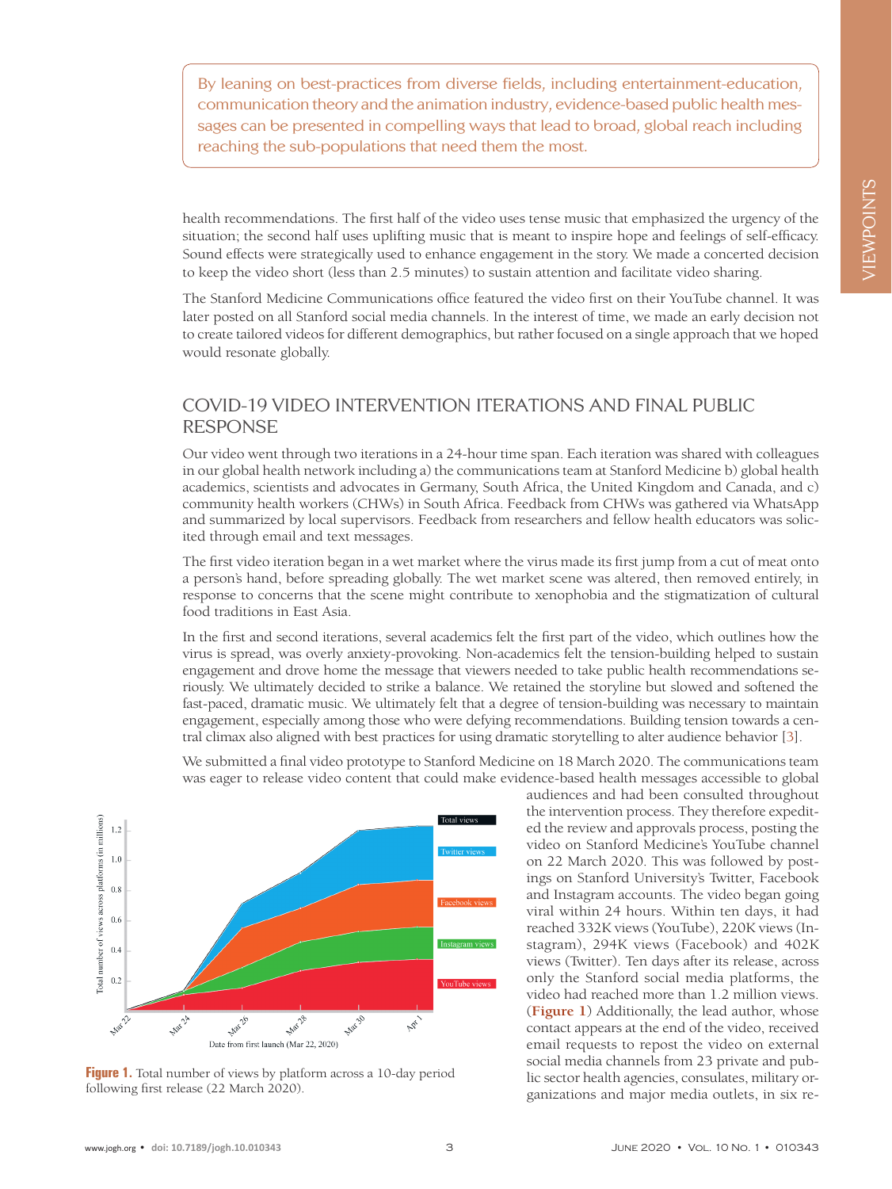> By leaning on best-practices from diverse fields, including entertainment-education, communication theory and the animation industry, evidence-based public health messages can be presented in compelling ways that lead to broad, global reach including reaching the sub-populations that need them the most.

health recommendations. The first half of the video uses tense music that emphasized the urgency of the situation; the second half uses uplifting music that is meant to inspire hope and feelings of self-efficacy. Sound effects were strategically used to enhance engagement in the story. We made a concerted decision to keep the video short (less than 2.5 minutes) to sustain attention and facilitate video sharing.

The Stanford Medicine Communications office featured the video first on their YouTube channel. It was later posted on all Stanford social media channels. In the interest of time, we made an early decision not to create tailored videos for different demographics, but rather focused on a single approach that we hoped would resonate globally.

## COVID-19 VIDEO INTERVENTION ITERATIONS AND FINAL PUBLIC RESPONSE

Our video went through two iterations in a 24-hour time span. Each iteration was shared with colleagues in our global health network including a) the communications team at Stanford Medicine b) global health academics, scientists and advocates in Germany, South Africa, the United Kingdom and Canada, and c) community health workers (CHWs) in South Africa. Feedback from CHWs was gathered via WhatsApp and summarized by local supervisors. Feedback from researchers and fellow health educators was solicited through email and text messages.

The first video iteration began in a wet market where the virus made its first jump from a cut of meat onto a person's hand, before spreading globally. The wet market scene was altered, then removed entirely, in response to concerns that the scene might contribute to xenophobia and the stigmatization of cultural food traditions in East Asia.

In the first and second iterations, several academics felt the first part of the video, which outlines how the virus is spread, was overly anxiety-provoking. Non-academics felt the tension-building helped to sustain engagement and drove home the message that viewers needed to take public health recommendations seriously. We ultimately decided to strike a balance. We retained the storyline but slowed and softened the fast-paced, dramatic music. We ultimately felt that a degree of tension-building was necessary to maintain engagement, especially among those who were defying recommendations. Building tension towards a central climax also aligned with best practices for using dramatic storytelling to alter audience behavior [3].

We submitted a final video prototype to Stanford Medicine on 18 March 2020. The communications team was eager to release video content that could make evidence-based health messages accessible to global audiences and had been consulted throughout the intervention process. They therefore expedited the review and approvals process, posting the video on Stanford Medicine's YouTube channel on 22 March 2020. This was followed by postings on Stanford University's Twitter, Facebook and Instagram accounts. The video began going viral within 24 hours. Within ten days, it had reached 332K views (YouTube), 220K views (Instagram), 294K views (Facebook) and 402K views (Twitter). Ten days after its release, across only the Stanford social media platforms, the video had reached more than 1.2 million views. (**Figure 1**) Additionally, the lead author, whose contact appears at the end of the video, received email requests to repost the video on external social media channels from 23 private and public sector health agencies, consulates, military organizations and major media outlets, in six re-

**Figure 1.** Total number of views by platform across a 10-day period following first release (22 March 2020).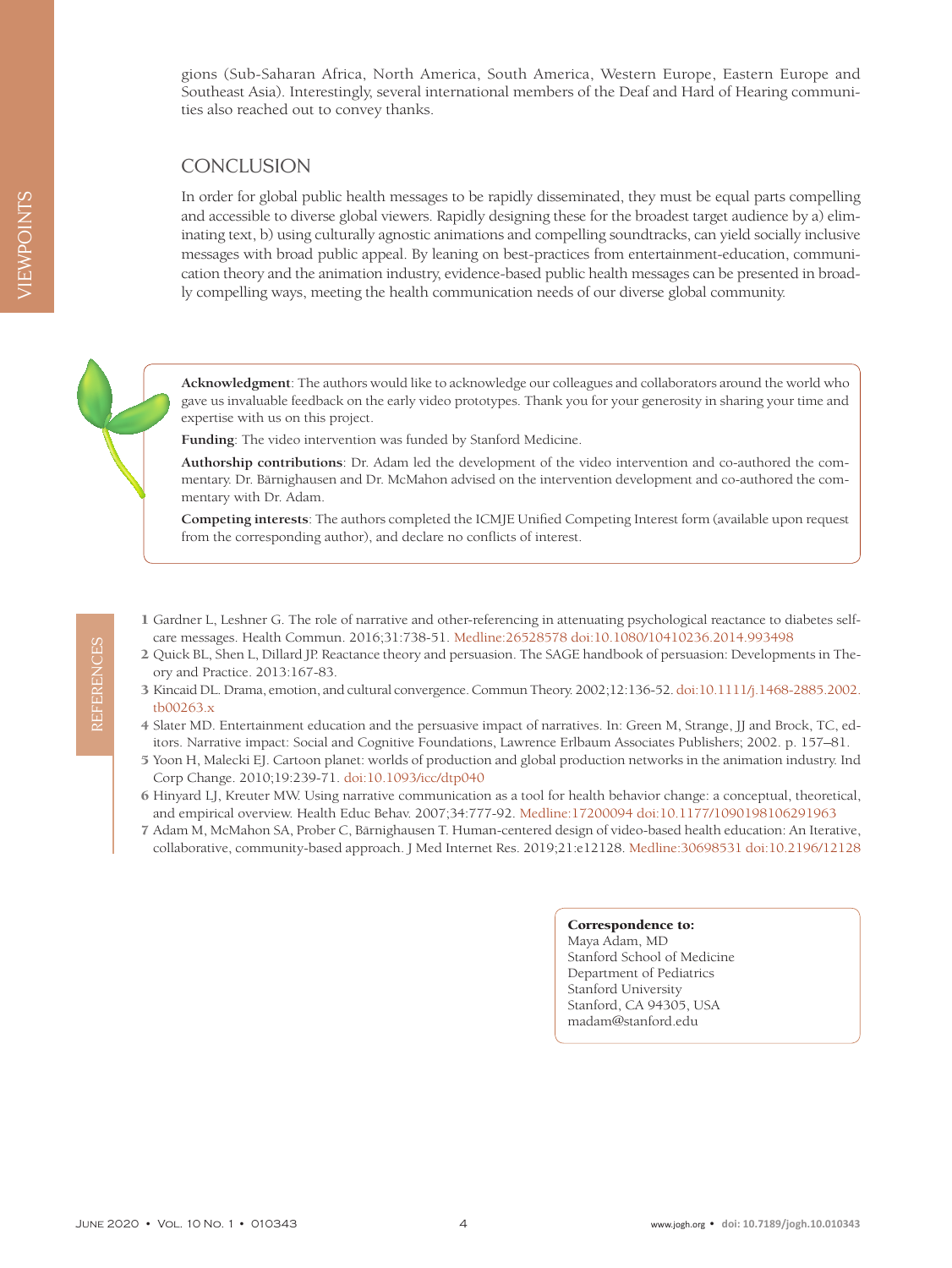gions (Sub-Saharan Africa, North America, South America, Western Europe, Eastern Europe and Southeast Asia). Interestingly, several international members of the Deaf and Hard of Hearing communities also reached out to convey thanks.

## CONCLUSION

In order for global public health messages to be rapidly disseminated, they must be equal parts compelling and accessible to diverse global viewers. Rapidly designing these for the broadest target audience by a) eliminating text, b) using culturally agnostic animations and compelling soundtracks, can yield socially inclusive messages with broad public appeal. By leaning on best-practices from entertainment-education, communication theory and the animation industry, evidence-based public health messages can be presented in broadly compelling ways, meeting the health communication needs of our diverse global community.

**Acknowledgment**: The authors would like to acknowledge our colleagues and collaborators around the world who gave us invaluable feedback on the early video prototypes. Thank you for your generosity in sharing your time and expertise with us on this project.

**Funding**: The video intervention was funded by Stanford Medicine.

**Authorship contributions**: Dr. Adam led the development of the video intervention and co-authored the commentary. Dr. Bärnighausen and Dr. McMahon advised on the intervention development and co-authored the commentary with Dr. Adam.

**Competing interests**: The authors completed the ICMJE Unified Competing Interest form (available upon request from the corresponding author), and declare no conflicts of interest.

## REFERENCES

1. Gardner L, Leshner G. The role of narrative and other-referencing in attenuating psychological reactance to diabetes self-care messages. Health Commun. 2016;31:738-51. Medline:26528578 doi:10.1080/10410236.2014.993498
2. Quick BL, Shen L, Dillard JP. Reactance theory and persuasion. The SAGE handbook of persuasion: Developments in Theory and Practice. 2013:167-83.
3. Kincaid DL. Drama, emotion, and cultural convergence. Commun Theory. 2002;12:136-52. doi:10.1111/j.1468-2885.2002.tb00263.x
4. Slater MD. Entertainment education and the persuasive impact of narratives. In: Green M, Strange, JJ and Brock, TC, editors. Narrative impact: Social and Cognitive Foundations, Lawrence Erlbaum Associates Publishers; 2002. p. 157–81.
5. Yoon H, Malecki EJ. Cartoon planet: worlds of production and global production networks in the animation industry. Ind Corp Change. 2010;19:239-71. doi:10.1093/icc/dtp040
6. Hinyard LJ, Kreuter MW. Using narrative communication as a tool for health behavior change: a conceptual, theoretical, and empirical overview. Health Educ Behav. 2007;34:777-92. Medline:17200094 doi:10.1177/1090198106291963
7. Adam M, McMahon SA, Prober C, Bärnighausen T. Human-centered design of video-based health education: An Iterative, collaborative, community-based approach. J Med Internet Res. 2019;21:e12128. Medline:30698531 doi:10.2196/12128

**Correspondence to:**
Maya Adam, MD
Stanford School of Medicine
Department of Pediatrics
Stanford University
Stanford, CA 94305, USA
madam@stanford.edu